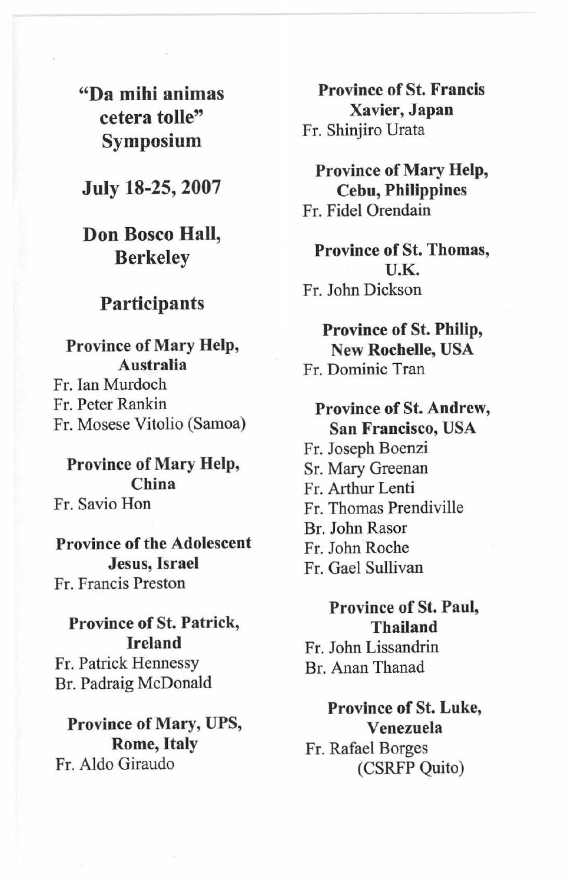# "Da mihi animas cetera tolle" Symposium

## July 18-25, 2007

## Don Bosco Hall, Berkeley

## Participants

**Province of Mary Help, Australia**

Fr. Ian Murdoch
Fr. Peter Rankin
Fr. Mosese Vitolio (Samoa)

**Province of Mary Help, China**

Fr. Savio Hon

**Province of the Adolescent Jesus, Israel**

Fr. Francis Preston

**Province of St. Patrick, Ireland**

Fr. Patrick Hennessy
Br. Padraig McDonald

**Province of Mary, UPS, Rome, Italy**

Fr. Aldo Giraudo

**Province of St. Francis Xavier, Japan**

Fr. Shinjiro Urata

**Province of Mary Help, Cebu, Philippines**

Fr. Fidel Orendain

**Province of St. Thomas, U.K.**

Fr. John Dickson

**Province of St. Philip, New Rochelle, USA**

Fr. Dominic Tran

**Province of St. Andrew, San Francisco, USA**

Fr. Joseph Boenzi
Sr. Mary Greenan
Fr. Arthur Lenti
Fr. Thomas Prendiville
Br. John Rasor
Fr. John Roche
Fr. Gael Sullivan

**Province of St. Paul, Thailand**

Fr. John Lissandrin
Br. Anan Thanad

**Province of St. Luke, Venezuela**

Fr. Rafael Borges (CSRFP Quito)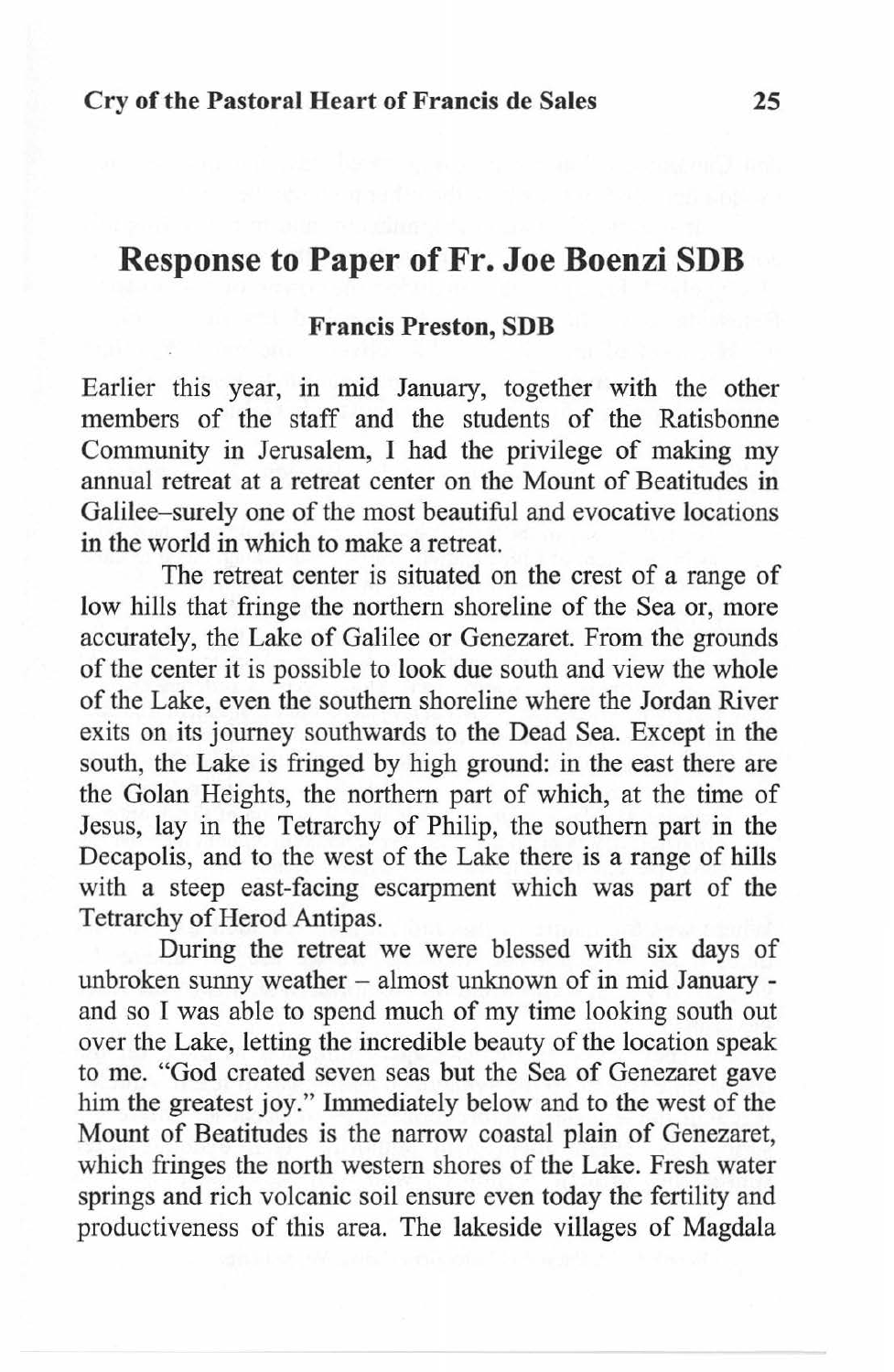## Response to Paper of Fr. Joe Boenzi SDB

### Francis Preston, SDB

Earlier this year, in mid January, together with the other members of the staff and the students of the Ratisbonne Community in Jerusalem, I had the privilege of making my annual retreat at a retreat center on the Mount of Beatitudes in Galilee–surely one of the most beautiful and evocative locations in the world in which to make a retreat.

The retreat center is situated on the crest of a range of low hills that fringe the northern shoreline of the Sea or, more accurately, the Lake of Galilee or Genezaret. From the grounds of the center it is possible to look due south and view the whole of the Lake, even the southern shoreline where the Jordan River exits on its journey southwards to the Dead Sea. Except in the south, the Lake is fringed by high ground: in the east there are the Golan Heights, the northern part of which, at the time of Jesus, lay in the Tetrarchy of Philip, the southern part in the Decapolis, and to the west of the Lake there is a range of hills with a steep east-facing escarpment which was part of the Tetrarchy of Herod Antipas.

During the retreat we were blessed with six days of unbroken sunny weather – almost unknown of in mid January - and so I was able to spend much of my time looking south out over the Lake, letting the incredible beauty of the location speak to me. "God created seven seas but the Sea of Genezaret gave him the greatest joy." Immediately below and to the west of the Mount of Beatitudes is the narrow coastal plain of Genezaret, which fringes the north western shores of the Lake. Fresh water springs and rich volcanic soil ensure even today the fertility and productiveness of this area. The lakeside villages of Magdala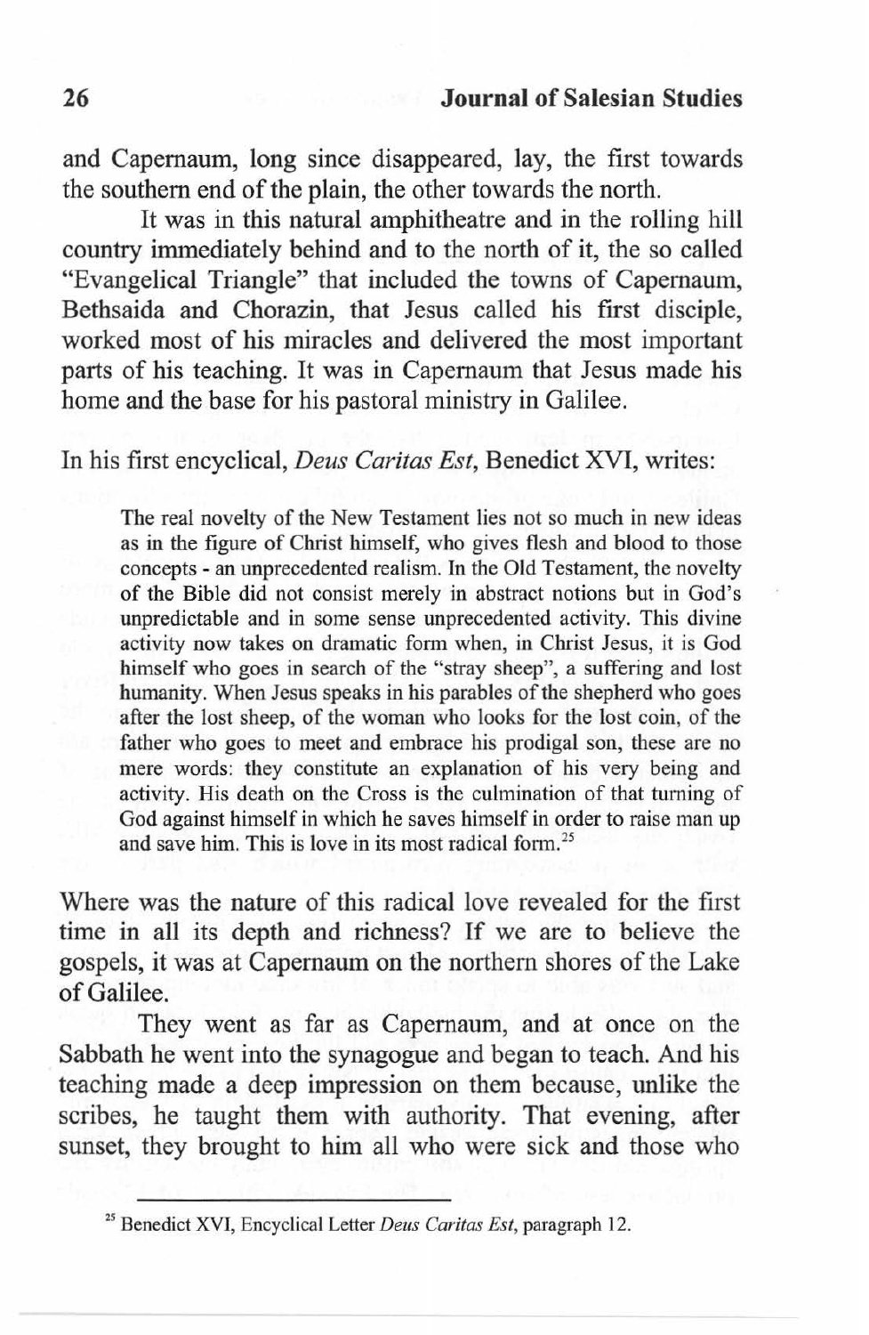and Capernaum, long since disappeared, lay, the first towards the southern end of the plain, the other towards the north.

It was in this natural amphitheatre and in the rolling hill country immediately behind and to the north of it, the so called "Evangelical Triangle" that included the towns of Capernaum, Bethsaida and Chorazin, that Jesus called his first disciple, worked most of his miracles and delivered the most important parts of his teaching. It was in Capernaum that Jesus made his home and the base for his pastoral ministry in Galilee.

In his first encyclical, *Deus Caritas Est*, Benedict XVI, writes:

> The real novelty of the New Testament lies not so much in new ideas as in the figure of Christ himself, who gives flesh and blood to those concepts - an unprecedented realism. In the Old Testament, the novelty of the Bible did not consist merely in abstract notions but in God's unpredictable and in some sense unprecedented activity. This divine activity now takes on dramatic form when, in Christ Jesus, it is God himself who goes in search of the "stray sheep", a suffering and lost humanity. When Jesus speaks in his parables of the shepherd who goes after the lost sheep, of the woman who looks for the lost coin, of the father who goes to meet and embrace his prodigal son, these are no mere words: they constitute an explanation of his very being and activity. His death on the Cross is the culmination of that turning of God against himself in which he saves himself in order to raise man up and save him. This is love in its most radical form.[25]

Where was the nature of this radical love revealed for the first time in all its depth and richness? If we are to believe the gospels, it was at Capernaum on the northern shores of the Lake of Galilee.

They went as far as Capernaum, and at once on the Sabbath he went into the synagogue and began to teach. And his teaching made a deep impression on them because, unlike the scribes, he taught them with authority. That evening, after sunset, they brought to him all who were sick and those who

[25] Benedict XVI, Encyclical Letter *Deus Caritas Est*, paragraph 12.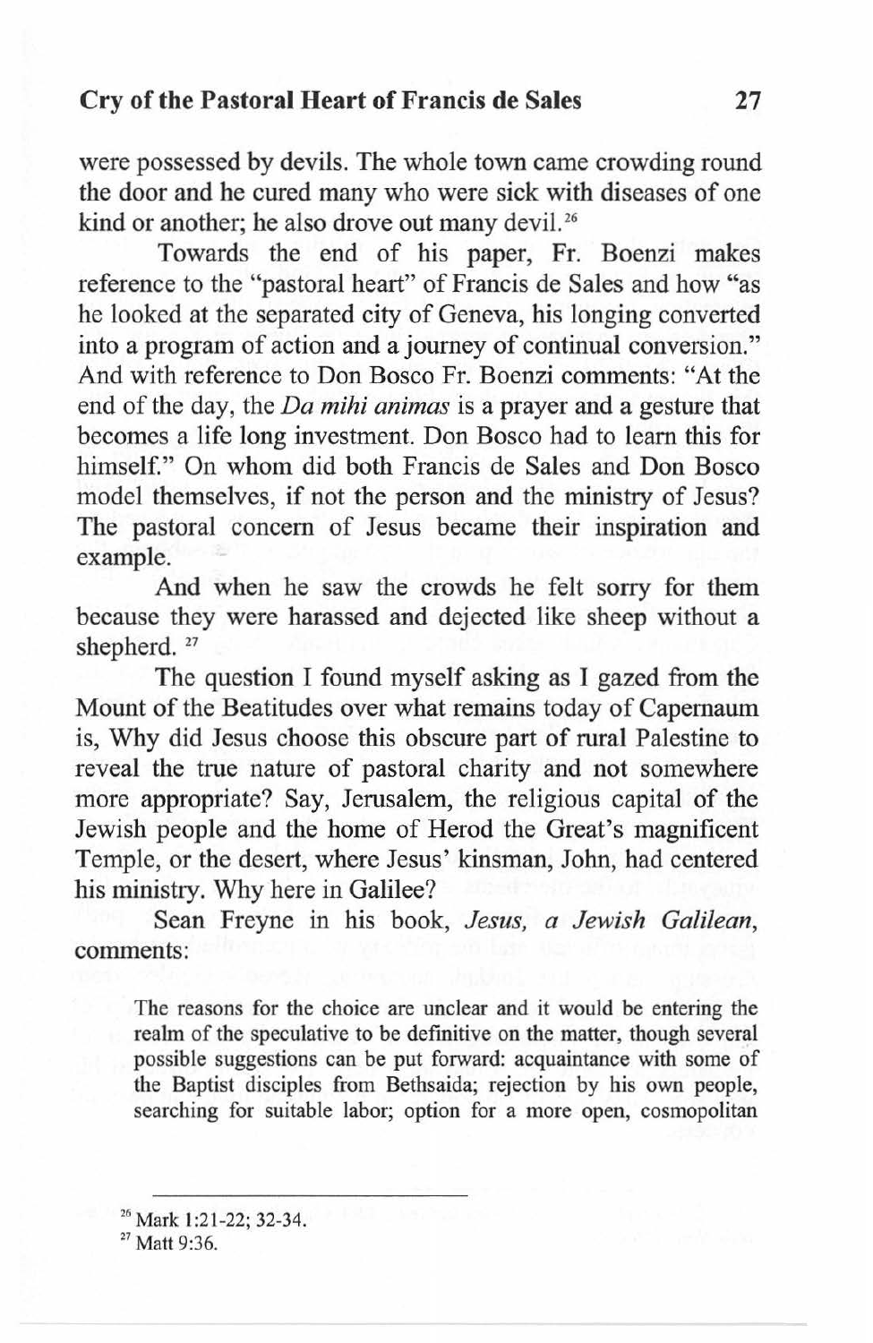were possessed by devils. The whole town came crowding round the door and he cured many who were sick with diseases of one kind or another; he also drove out many devil.[26]

Towards the end of his paper, Fr. Boenzi makes reference to the "pastoral heart" of Francis de Sales and how "as he looked at the separated city of Geneva, his longing converted into a program of action and a journey of continual conversion." And with reference to Don Bosco Fr. Boenzi comments: "At the end of the day, the *Da mihi animas* is a prayer and a gesture that becomes a life long investment. Don Bosco had to learn this for himself." On whom did both Francis de Sales and Don Bosco model themselves, if not the person and the ministry of Jesus? The pastoral concern of Jesus became their inspiration and example.

And when he saw the crowds he felt sorry for them because they were harassed and dejected like sheep without a shepherd. [27]

The question I found myself asking as I gazed from the Mount of the Beatitudes over what remains today of Capernaum is, Why did Jesus choose this obscure part of rural Palestine to reveal the true nature of pastoral charity and not somewhere more appropriate? Say, Jerusalem, the religious capital of the Jewish people and the home of Herod the Great's magnificent Temple, or the desert, where Jesus' kinsman, John, had centered his ministry. Why here in Galilee?

Sean Freyne in his book, *Jesus, a Jewish Galilean*, comments:

> The reasons for the choice are unclear and it would be entering the realm of the speculative to be definitive on the matter, though several possible suggestions can be put forward: acquaintance with some of the Baptist disciples from Bethsaida; rejection by his own people, searching for suitable labor; option for a more open, cosmopolitan

---

[26] Mark 1:21-22; 32-34.

[27] Matt 9:36.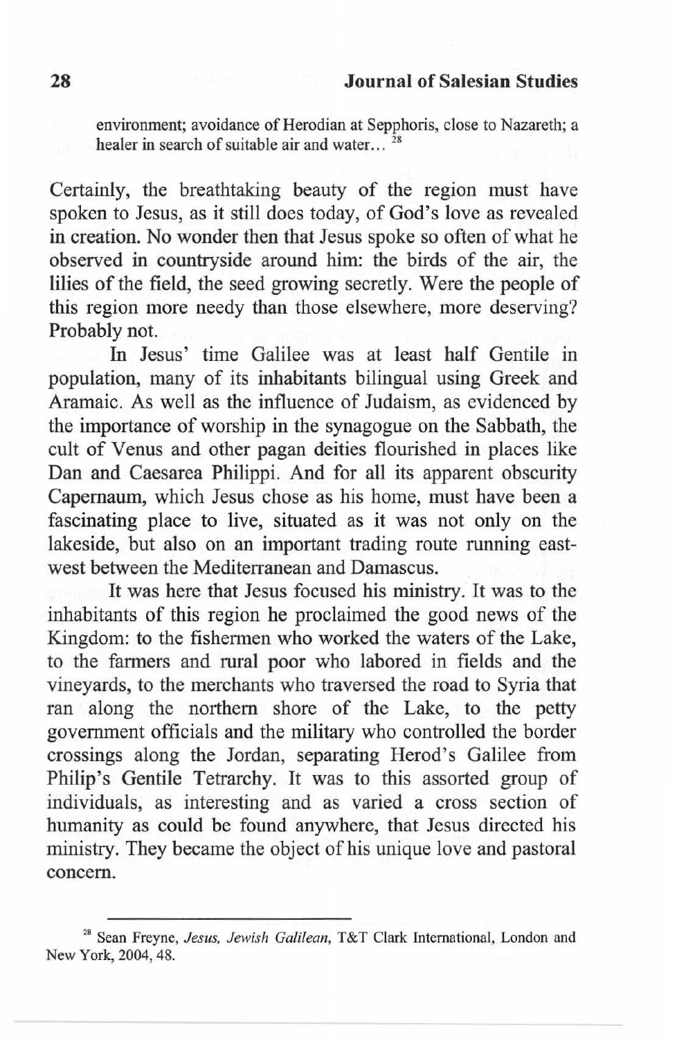> environment; avoidance of Herodian at Sepphoris, close to Nazareth; a healer in search of suitable air and water... [28]

Certainly, the breathtaking beauty of the region must have spoken to Jesus, as it still does today, of God's love as revealed in creation. No wonder then that Jesus spoke so often of what he observed in countryside around him: the birds of the air, the lilies of the field, the seed growing secretly. Were the people of this region more needy than those elsewhere, more deserving? Probably not.

In Jesus' time Galilee was at least half Gentile in population, many of its inhabitants bilingual using Greek and Aramaic. As well as the influence of Judaism, as evidenced by the importance of worship in the synagogue on the Sabbath, the cult of Venus and other pagan deities flourished in places like Dan and Caesarea Philippi. And for all its apparent obscurity Capernaum, which Jesus chose as his home, must have been a fascinating place to live, situated as it was not only on the lakeside, but also on an important trading route running east-west between the Mediterranean and Damascus.

It was here that Jesus focused his ministry. It was to the inhabitants of this region he proclaimed the good news of the Kingdom: to the fishermen who worked the waters of the Lake, to the farmers and rural poor who labored in fields and the vineyards, to the merchants who traversed the road to Syria that ran along the northern shore of the Lake, to the petty government officials and the military who controlled the border crossings along the Jordan, separating Herod's Galilee from Philip's Gentile Tetrarchy. It was to this assorted group of individuals, as interesting and as varied a cross section of humanity as could be found anywhere, that Jesus directed his ministry. They became the object of his unique love and pastoral concern.

---

[28] Sean Freyne, *Jesus, Jewish Galilean*, T&T Clark International, London and New York, 2004, 48.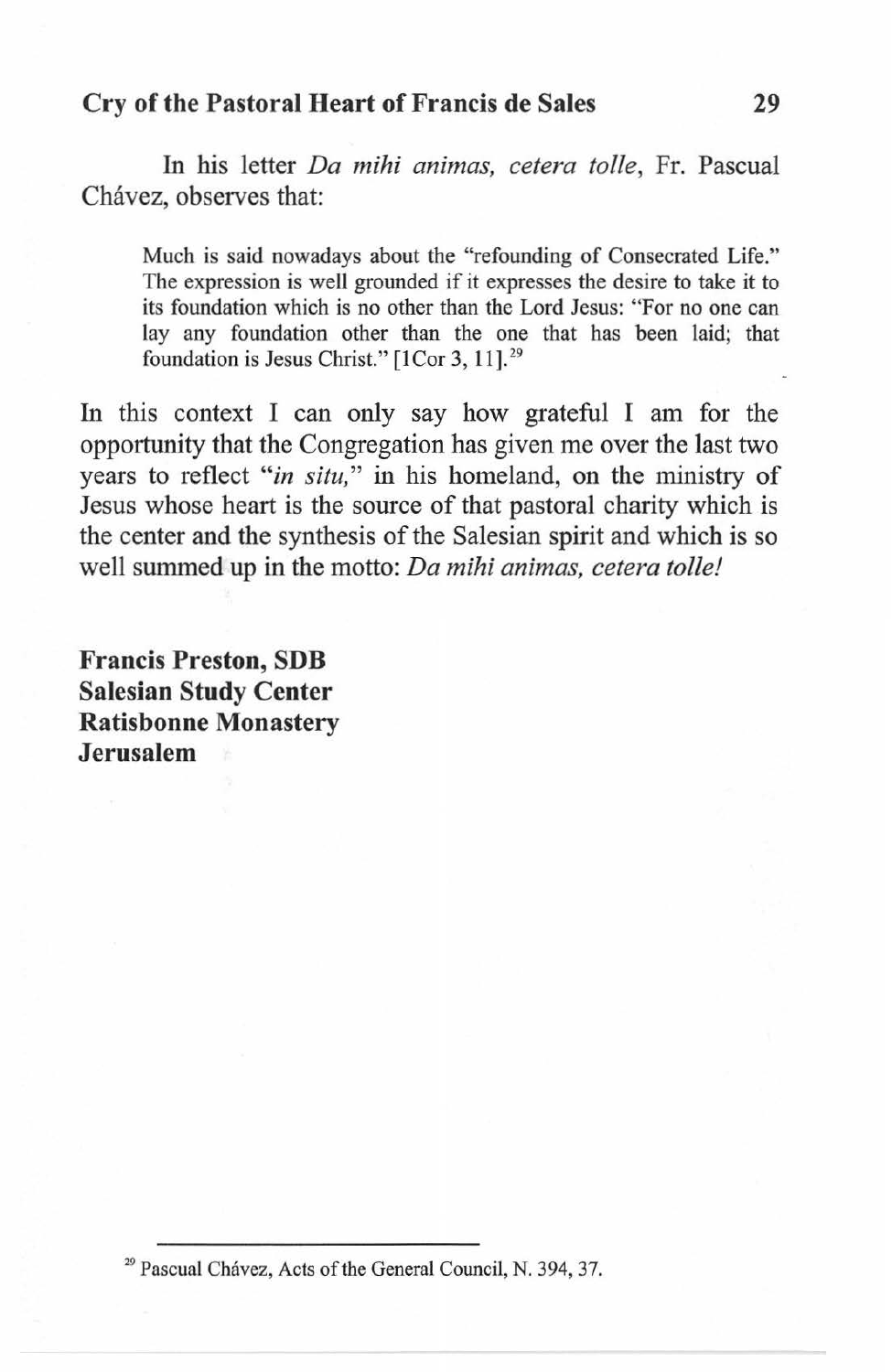In his letter *Da mihi animas, cetera tolle*, Fr. Pascual Chávez, observes that:

> Much is said nowadays about the "refounding of Consecrated Life." The expression is well grounded if it expresses the desire to take it to its foundation which is no other than the Lord Jesus: "For no one can lay any foundation other than the one that has been laid; that foundation is Jesus Christ." [1Cor 3, 11].[29]

In this context I can only say how grateful I am for the opportunity that the Congregation has given me over the last two years to reflect "*in situ*," in his homeland, on the ministry of Jesus whose heart is the source of that pastoral charity which is the center and the synthesis of the Salesian spirit and which is so well summed up in the motto: *Da mihi animas, cetera tolle!*

**Francis Preston, SDB**
**Salesian Study Center**
**Ratisbonne Monastery**
**Jerusalem**

---

[29] Pascual Chávez, Acts of the General Council, N. 394, 37.